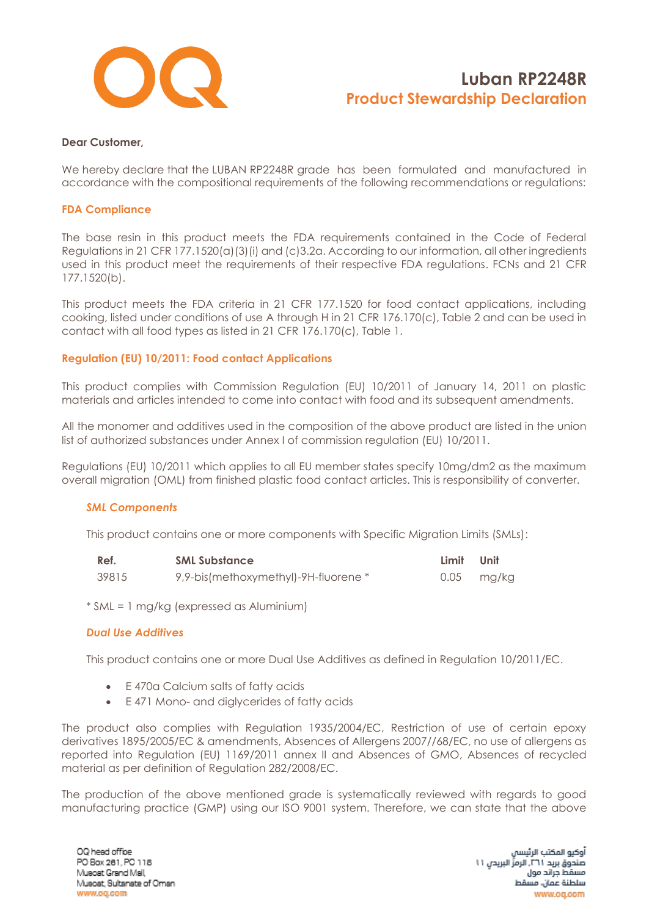# Luban RP2248R
## Product Stewardship Declaration

**Dear Customer,**

We hereby declare that the LUBAN RP2248R grade has been formulated and manufactured in accordance with the compositional requirements of the following recommendations or regulations:

### FDA Compliance

The base resin in this product meets the FDA requirements contained in the Code of Federal Regulations in 21 CFR 177.1520(a)(3)(i) and (c)3.2a. According to our information, all other ingredients used in this product meet the requirements of their respective FDA regulations. FCNs and 21 CFR 177.1520(b).

This product meets the FDA criteria in 21 CFR 177.1520 for food contact applications, including cooking, listed under conditions of use A through H in 21 CFR 176.170(c), Table 2 and can be used in contact with all food types as listed in 21 CFR 176.170(c), Table 1.

### Regulation (EU) 10/2011: Food contact Applications

This product complies with Commission Regulation (EU) 10/2011 of January 14, 2011 on plastic materials and articles intended to come into contact with food and its subsequent amendments.

All the monomer and additives used in the composition of the above product are listed in the union list of authorized substances under Annex I of commission regulation (EU) 10/2011.

Regulations (EU) 10/2011 which applies to all EU member states specify 10mg/dm2 as the maximum overall migration (OML) from finished plastic food contact articles. This is responsibility of converter.

#### *SML Components*

This product contains one or more components with Specific Migration Limits (SMLs):

| Ref. | SML Substance | Limit | Unit |
|---|---|---|---|
| 39815 | 9,9-bis(methoxymethyl)-9H-fluorene * | 0.05 | mg/kg |

* SML = 1 mg/kg (expressed as Aluminium)

#### *Dual Use Additives*

This product contains one or more Dual Use Additives as defined in Regulation 10/2011/EC.

- E 470a Calcium salts of fatty acids
- E 471 Mono- and diglycerides of fatty acids

The product also complies with Regulation 1935/2004/EC, Restriction of use of certain epoxy derivatives 1895/2005/EC & amendments, Absences of Allergens 2007//68/EC, no use of allergens as reported into Regulation (EU) 1169/2011 annex II and Absences of GMO, Absences of recycled material as per definition of Regulation 282/2008/EC.

The production of the above mentioned grade is systematically reviewed with regards to good manufacturing practice (GMP) using our ISO 9001 system. Therefore, we can state that the above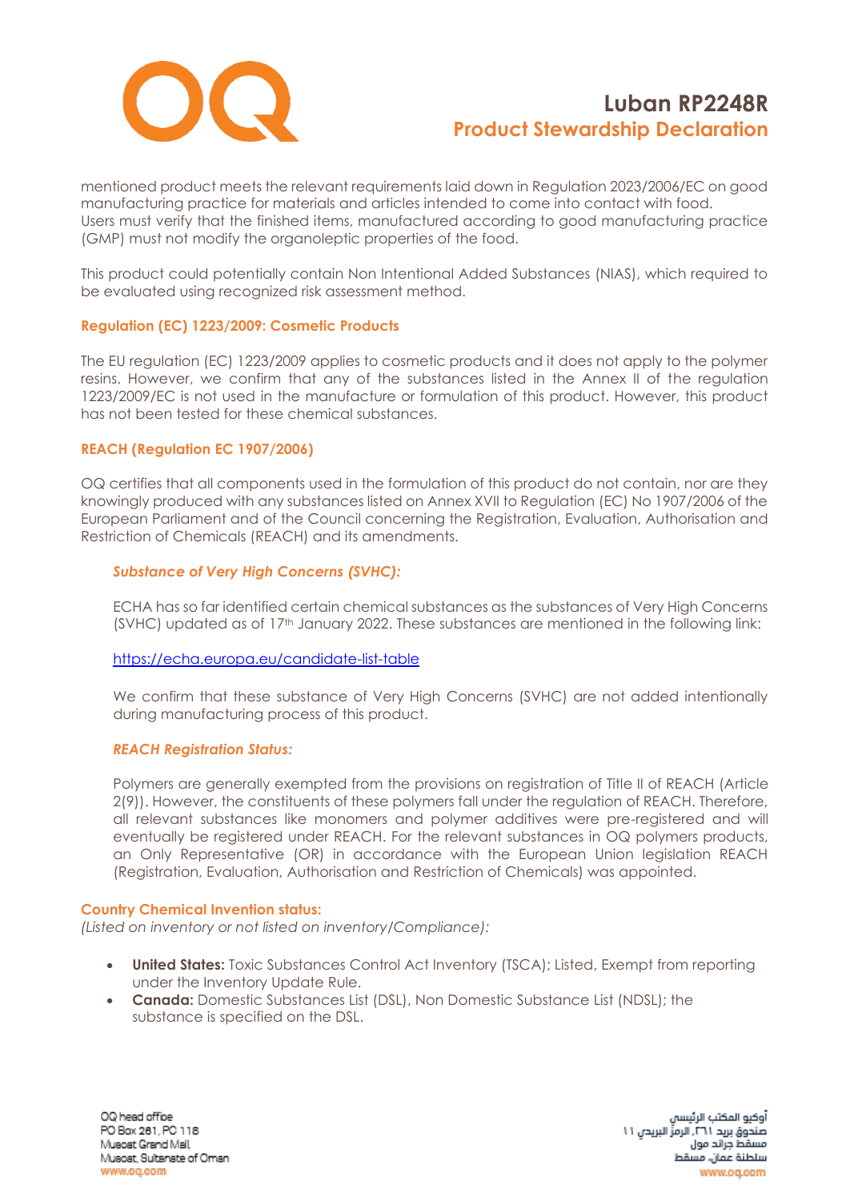mentioned product meets the relevant requirements laid down in Regulation 2023/2006/EC on good manufacturing practice for materials and articles intended to come into contact with food.
Users must verify that the finished items, manufactured according to good manufacturing practice (GMP) must not modify the organoleptic properties of the food.

This product could potentially contain Non Intentional Added Substances (NIAS), which required to be evaluated using recognized risk assessment method.

### Regulation (EC) 1223/2009: Cosmetic Products

The EU regulation (EC) 1223/2009 applies to cosmetic products and it does not apply to the polymer resins. However, we confirm that any of the substances listed in the Annex II of the regulation 1223/2009/EC is not used in the manufacture or formulation of this product. However, this product has not been tested for these chemical substances.

### REACH (Regulation EC 1907/2006)

OQ certifies that all components used in the formulation of this product do not contain, nor are they knowingly produced with any substances listed on Annex XVII to Regulation (EC) No 1907/2006 of the European Parliament and of the Council concerning the Registration, Evaluation, Authorisation and Restriction of Chemicals (REACH) and its amendments.

#### *Substance of Very High Concerns (SVHC):*

ECHA has so far identified certain chemical substances as the substances of Very High Concerns (SVHC) updated as of 17th January 2022. These substances are mentioned in the following link:

https://echa.europa.eu/candidate-list-table

We confirm that these substance of Very High Concerns (SVHC) are not added intentionally during manufacturing process of this product.

#### *REACH Registration Status:*

Polymers are generally exempted from the provisions on registration of Title II of REACH (Article 2(9)). However, the constituents of these polymers fall under the regulation of REACH. Therefore, all relevant substances like monomers and polymer additives were pre-registered and will eventually be registered under REACH. For the relevant substances in OQ polymers products, an Only Representative (OR) in accordance with the European Union legislation REACH (Registration, Evaluation, Authorisation and Restriction of Chemicals) was appointed.

### Country Chemical Invention status:

*(Listed on inventory or not listed on inventory/Compliance):*

- **United States:** Toxic Substances Control Act Inventory (TSCA); Listed, Exempt from reporting under the Inventory Update Rule.
- **Canada:** Domestic Substances List (DSL), Non Domestic Substance List (NDSL); the substance is specified on the DSL.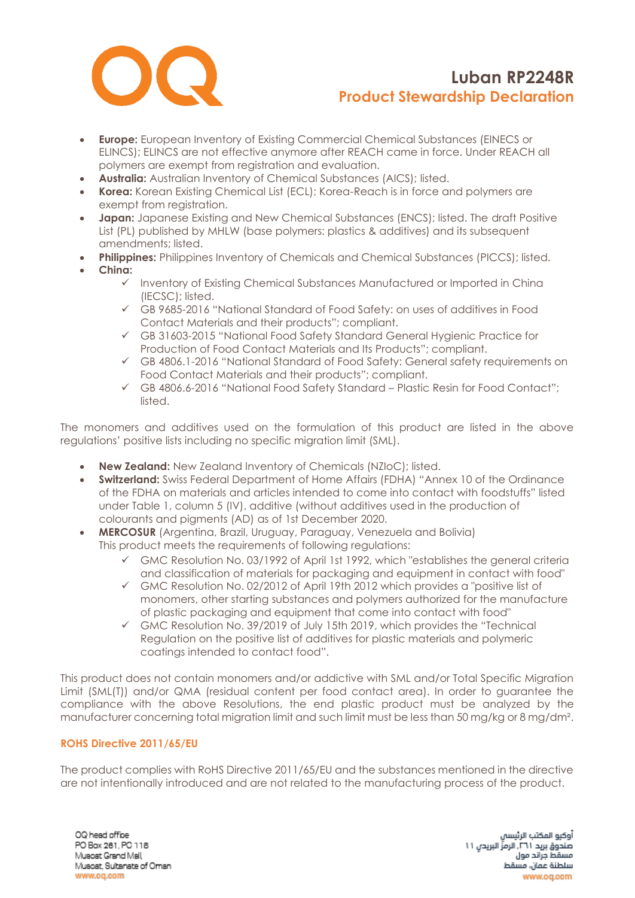- **Europe:** European Inventory of Existing Commercial Chemical Substances (EINECS or ELINCS); ELINCS are not effective anymore after REACH came in force. Under REACH all polymers are exempt from registration and evaluation.
- **Australia:** Australian Inventory of Chemical Substances (AICS); listed.
- **Korea:** Korean Existing Chemical List (ECL); Korea-Reach is in force and polymers are exempt from registration.
- **Japan:** Japanese Existing and New Chemical Substances (ENCS); listed. The draft Positive List (PL) published by MHLW (base polymers: plastics & additives) and its subsequent amendments; listed.
- **Philippines:** Philippines Inventory of Chemicals and Chemical Substances (PICCS); listed.
- **China:**
  - ✓ Inventory of Existing Chemical Substances Manufactured or Imported in China (IECSC); listed.
  - ✓ GB 9685-2016 "National Standard of Food Safety: on uses of additives in Food Contact Materials and their products"; compliant.
  - ✓ GB 31603-2015 "National Food Safety Standard General Hygienic Practice for Production of Food Contact Materials and Its Products"; compliant.
  - ✓ GB 4806.1-2016 "National Standard of Food Safety: General safety requirements on Food Contact Materials and their products"; compliant.
  - ✓ GB 4806.6-2016 "National Food Safety Standard – Plastic Resin for Food Contact"; listed.

The monomers and additives used on the formulation of this product are listed in the above regulations' positive lists including no specific migration limit (SML).

- **New Zealand:** New Zealand Inventory of Chemicals (NZIoC); listed.
- **Switzerland:** Swiss Federal Department of Home Affairs (FDHA) "Annex 10 of the Ordinance of the FDHA on materials and articles intended to come into contact with foodstuffs" listed under Table 1, column 5 (IV), additive (without additives used in the production of colourants and pigments (AD) as of 1st December 2020.
- **MERCOSUR** (Argentina, Brazil, Uruguay, Paraguay, Venezuela and Bolivia)
  This product meets the requirements of following regulations:
  - ✓ GMC Resolution No. 03/1992 of April 1st 1992, which "establishes the general criteria and classification of materials for packaging and equipment in contact with food"
  - ✓ GMC Resolution No. 02/2012 of April 19th 2012 which provides a "positive list of monomers, other starting substances and polymers authorized for the manufacture of plastic packaging and equipment that come into contact with food"
  - ✓ GMC Resolution No. 39/2019 of July 15th 2019, which provides the "Technical Regulation on the positive list of additives for plastic materials and polymeric coatings intended to contact food".

This product does not contain monomers and/or addictive with SML and/or Total Specific Migration Limit (SML(T)) and/or QMA (residual content per food contact area). In order to guarantee the compliance with the above Resolutions, the end plastic product must be analyzed by the manufacturer concerning total migration limit and such limit must be less than 50 mg/kg or 8 mg/dm².

### ROHS Directive 2011/65/EU

The product complies with RoHS Directive 2011/65/EU and the substances mentioned in the directive are not intentionally introduced and are not related to the manufacturing process of the product.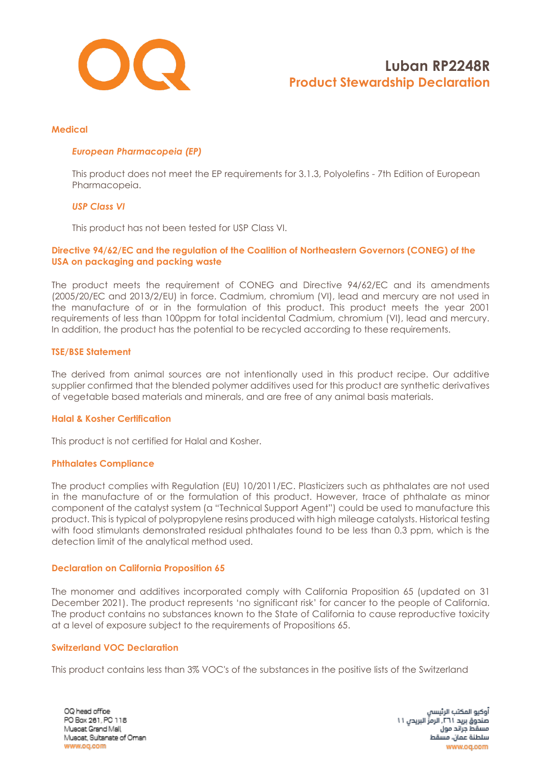# Luban RP2248R
## Product Stewardship Declaration

### Medical

#### *European Pharmacopeia (EP)*

This product does not meet the EP requirements for 3.1.3, Polyolefins - 7th Edition of European Pharmacopeia.

#### *USP Class VI*

This product has not been tested for USP Class VI.

### Directive 94/62/EC and the regulation of the Coalition of Northeastern Governors (CONEG) of the USA on packaging and packing waste

The product meets the requirement of CONEG and Directive 94/62/EC and its amendments (2005/20/EC and 2013/2/EU) in force. Cadmium, chromium (VI), lead and mercury are not used in the manufacture of or in the formulation of this product. This product meets the year 2001 requirements of less than 100ppm for total incidental Cadmium, chromium (VI), lead and mercury. In addition, the product has the potential to be recycled according to these requirements.

### TSE/BSE Statement

The derived from animal sources are not intentionally used in this product recipe. Our additive supplier confirmed that the blended polymer additives used for this product are synthetic derivatives of vegetable based materials and minerals, and are free of any animal basis materials.

### Halal & Kosher Certification

This product is not certified for Halal and Kosher.

### Phthalates Compliance

The product complies with Regulation (EU) 10/2011/EC. Plasticizers such as phthalates are not used in the manufacture of or the formulation of this product. However, trace of phthalate as minor component of the catalyst system (a "Technical Support Agent") could be used to manufacture this product. This is typical of polypropylene resins produced with high mileage catalysts. Historical testing with food stimulants demonstrated residual phthalates found to be less than 0.3 ppm, which is the detection limit of the analytical method used.

### Declaration on California Proposition 65

The monomer and additives incorporated comply with California Proposition 65 (updated on 31 December 2021). The product represents 'no significant risk' for cancer to the people of California. The product contains no substances known to the State of California to cause reproductive toxicity at a level of exposure subject to the requirements of Propositions 65.

### Switzerland VOC Declaration

This product contains less than 3% VOC's of the substances in the positive lists of the Switzerland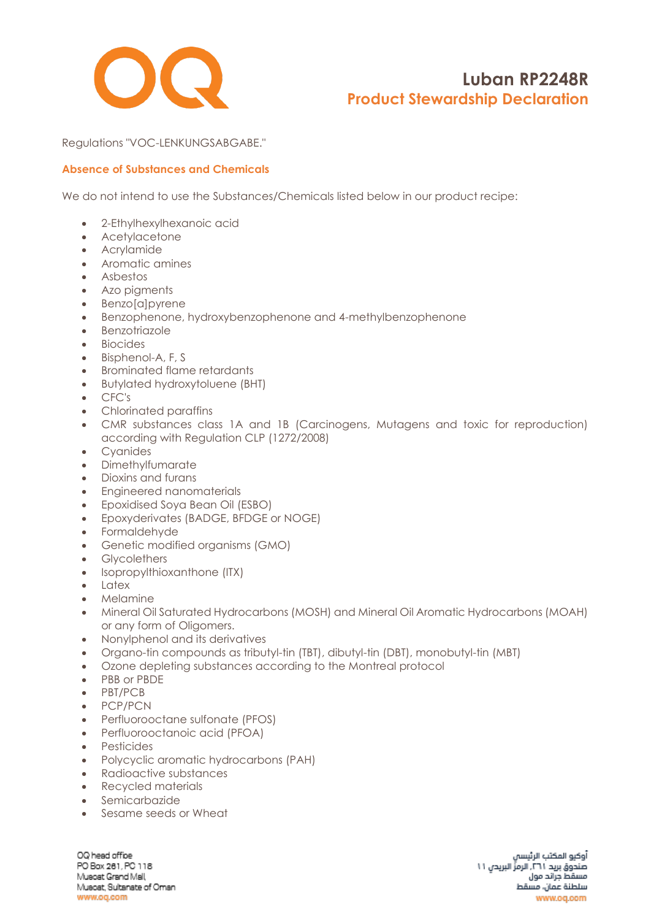Regulations "VOC-LENKUNGSABGABE."

## Absence of Substances and Chemicals

We do not intend to use the Substances/Chemicals listed below in our product recipe:

- 2-Ethylhexylhexanoic acid
- Acetylacetone
- Acrylamide
- Aromatic amines
- Asbestos
- Azo pigments
- Benzo[a]pyrene
- Benzophenone, hydroxybenzophenone and 4-methylbenzophenone
- Benzotriazole
- Biocides
- Bisphenol-A, F, S
- Brominated flame retardants
- Butylated hydroxytoluene (BHT)
- CFC's
- Chlorinated paraffins
- CMR substances class 1A and 1B (Carcinogens, Mutagens and toxic for reproduction) according with Regulation CLP (1272/2008)
- Cyanides
- Dimethylfumarate
- Dioxins and furans
- Engineered nanomaterials
- Epoxidised Soya Bean Oil (ESBO)
- Epoxyderivates (BADGE, BFDGE or NOGE)
- Formaldehyde
- Genetic modified organisms (GMO)
- Glycolethers
- Isopropylthioxanthone (ITX)
- Latex
- Melamine
- Mineral Oil Saturated Hydrocarbons (MOSH) and Mineral Oil Aromatic Hydrocarbons (MOAH) or any form of Oligomers.
- Nonylphenol and its derivatives
- Organo-tin compounds as tributyl-tin (TBT), dibutyl-tin (DBT), monobutyl-tin (MBT)
- Ozone depleting substances according to the Montreal protocol
- PBB or PBDE
- PBT/PCB
- PCP/PCN
- Perfluorooctane sulfonate (PFOS)
- Perfluorooctanoic acid (PFOA)
- Pesticides
- Polycyclic aromatic hydrocarbons (PAH)
- Radioactive substances
- Recycled materials
- Semicarbazide
- Sesame seeds or Wheat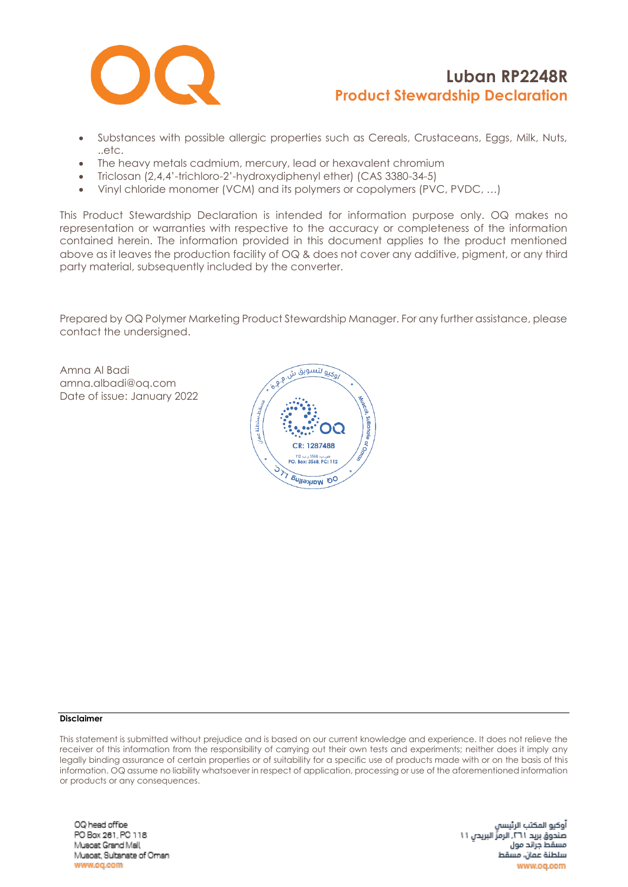- Substances with possible allergic properties such as Cereals, Crustaceans, Eggs, Milk, Nuts, ..etc.
- The heavy metals cadmium, mercury, lead or hexavalent chromium
- Triclosan (2,4,4'-trichloro-2'-hydroxydiphenyl ether) (CAS 3380-34-5)
- Vinyl chloride monomer (VCM) and its polymers or copolymers (PVC, PVDC, …)

This Product Stewardship Declaration is intended for information purpose only. OQ makes no representation or warranties with respective to the accuracy or completeness of the information contained herein. The information provided in this document applies to the product mentioned above as it leaves the production facility of OQ & does not cover any additive, pigment, or any third party material, subsequently included by the converter.

Prepared by OQ Polymer Marketing Product Stewardship Manager. For any further assistance, please contact the undersigned.

Amna Al Badi
amna.albadi@oq.com
Date of issue: January 2022

**Disclaimer**

This statement is submitted without prejudice and is based on our current knowledge and experience. It does not relieve the receiver of this information from the responsibility of carrying out their own tests and experiments; neither does it imply any legally binding assurance of certain properties or of suitability for a specific use of products made with or on the basis of this information. OQ assume no liability whatsoever in respect of application, processing or use of the aforementioned information or products or any consequences.

OQ head office
PO Box 261, PC 118
Muscat Grand Mall
Muscat, Sultanate of Oman
www.oq.com

أوكيو المكتب الرئيسي
صندوق بريد ٢٦١، الرمز البريدي ١١٨
مسقط جراند مول
سلطنة عمان، مسقط
www.oq.com